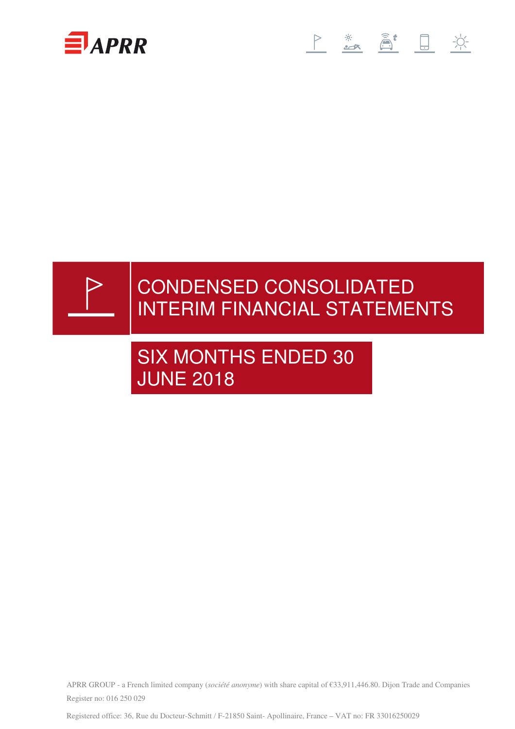APRR

# CONDENSED CONSOLIDATED INTERIM FINANCIAL STATEMENTS

## SIX MONTHS ENDED 30 JUNE 2018

APRR GROUP - a French limited company (*société anonyme*) with share capital of €33,911,446.80. Dijon Trade and Companies Register no: 016 250 029

Registered office: 36, Rue du Docteur-Schmitt / F-21850 Saint- Apollinaire, France – VAT no: FR 33016250029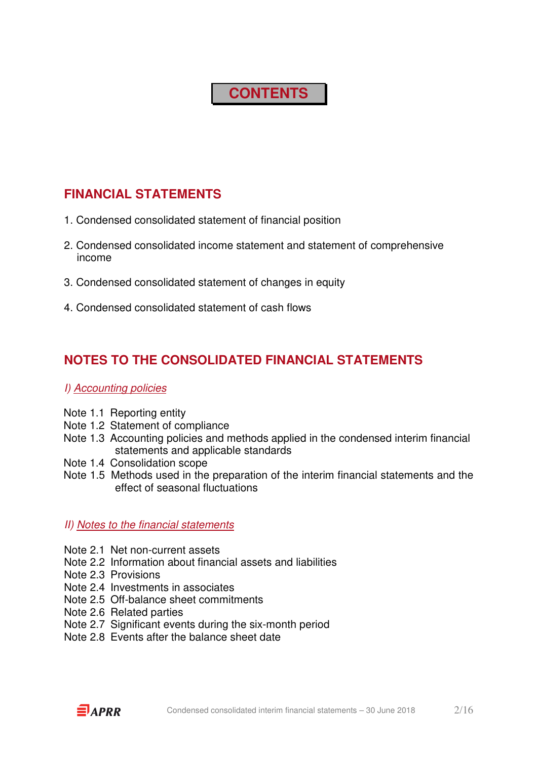# CONTENTS

## FINANCIAL STATEMENTS

1. Condensed consolidated statement of financial position
2. Condensed consolidated income statement and statement of comprehensive income
3. Condensed consolidated statement of changes in equity
4. Condensed consolidated statement of cash flows

## NOTES TO THE CONSOLIDATED FINANCIAL STATEMENTS

*I) Accounting policies*

Note 1.1 Reporting entity
Note 1.2 Statement of compliance
Note 1.3 Accounting policies and methods applied in the condensed interim financial statements and applicable standards
Note 1.4 Consolidation scope
Note 1.5 Methods used in the preparation of the interim financial statements and the effect of seasonal fluctuations

*II) Notes to the financial statements*

Note 2.1 Net non-current assets
Note 2.2 Information about financial assets and liabilities
Note 2.3 Provisions
Note 2.4 Investments in associates
Note 2.5 Off-balance sheet commitments
Note 2.6 Related parties
Note 2.7 Significant events during the six-month period
Note 2.8 Events after the balance sheet date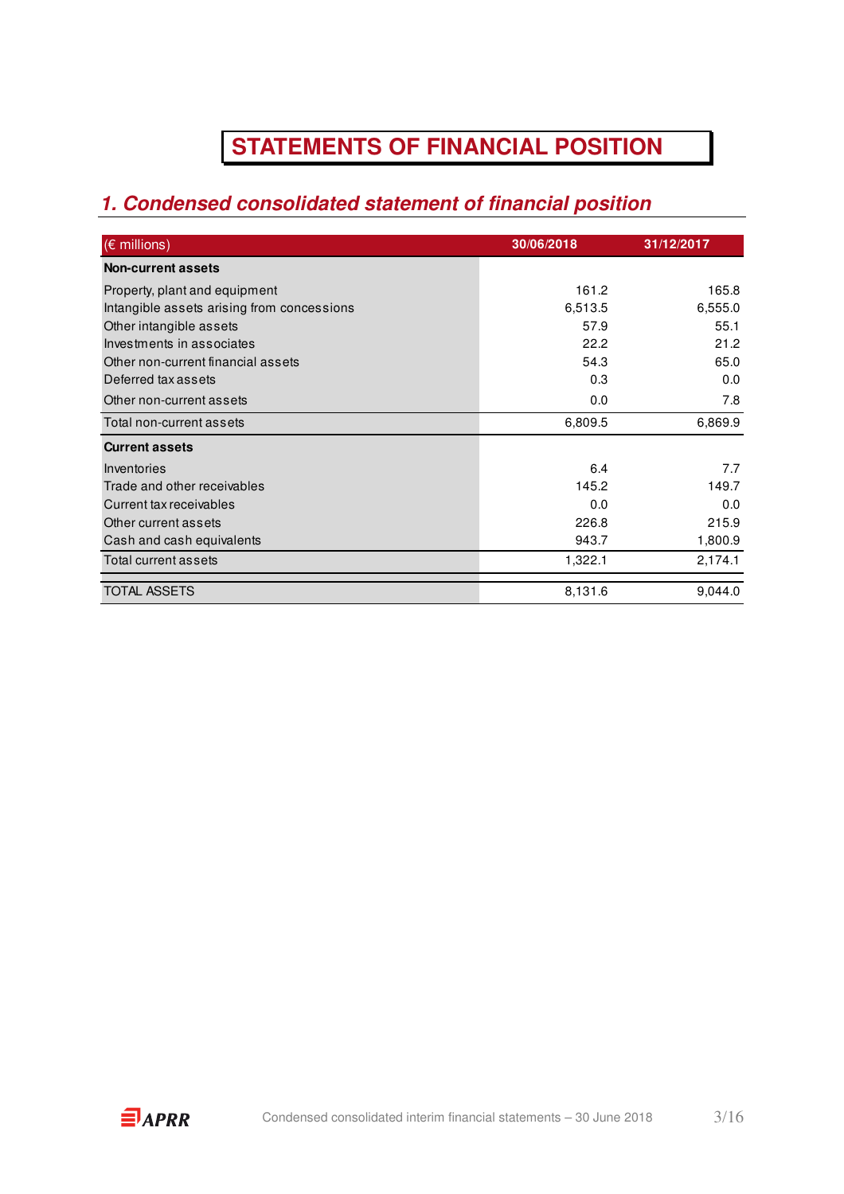# STATEMENTS OF FINANCIAL POSITION

## *1. Condensed consolidated statement of financial position*

| (€ millions) | 30/06/2018 | 31/12/2017 |
|---|---|---|
| **Non-current assets** | | |
| Property, plant and equipment | 161.2 | 165.8 |
| Intangible assets arising from concessions | 6,513.5 | 6,555.0 |
| Other intangible assets | 57.9 | 55.1 |
| Investments in associates | 22.2 | 21.2 |
| Other non-current financial assets | 54.3 | 65.0 |
| Deferred tax assets | 0.3 | 0.0 |
| Other non-current assets | 0.0 | 7.8 |
| Total non-current assets | 6,809.5 | 6,869.9 |
| **Current assets** | | |
| Inventories | 6.4 | 7.7 |
| Trade and other receivables | 145.2 | 149.7 |
| Current tax receivables | 0.0 | 0.0 |
| Other current assets | 226.8 | 215.9 |
| Cash and cash equivalents | 943.7 | 1,800.9 |
| Total current assets | 1,322.1 | 2,174.1 |
| TOTAL ASSETS | 8,131.6 | 9,044.0 |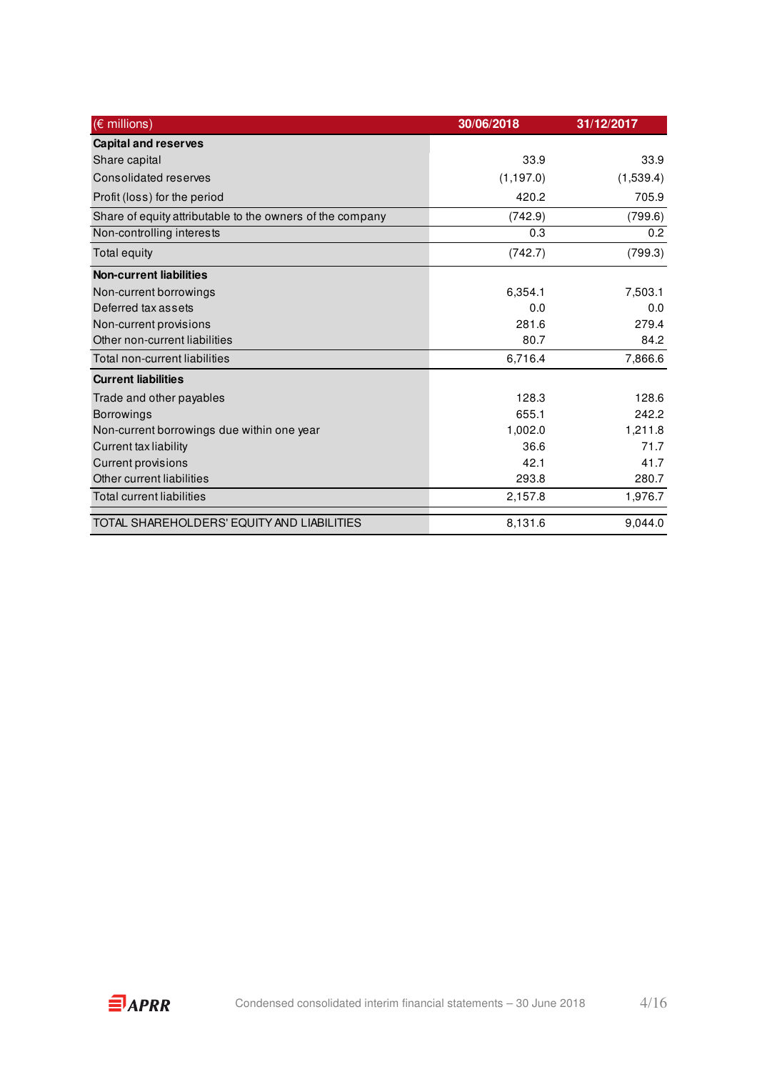| (€ millions) | 30/06/2018 | 31/12/2017 |
|---|---|---|
| **Capital and reserves** | | |
| Share capital | 33.9 | 33.9 |
| Consolidated reserves | (1,197.0) | (1,539.4) |
| Profit (loss) for the period | 420.2 | 705.9 |
| Share of equity attributable to the owners of the company | (742.9) | (799.6) |
| Non-controlling interests | 0.3 | 0.2 |
| Total equity | (742.7) | (799.3) |
| **Non-current liabilities** | | |
| Non-current borrowings | 6,354.1 | 7,503.1 |
| Deferred tax assets | 0.0 | 0.0 |
| Non-current provisions | 281.6 | 279.4 |
| Other non-current liabilities | 80.7 | 84.2 |
| Total non-current liabilities | 6,716.4 | 7,866.6 |
| **Current liabilities** | | |
| Trade and other payables | 128.3 | 128.6 |
| Borrowings | 655.1 | 242.2 |
| Non-current borrowings due within one year | 1,002.0 | 1,211.8 |
| Current tax liability | 36.6 | 71.7 |
| Current provisions | 42.1 | 41.7 |
| Other current liabilities | 293.8 | 280.7 |
| Total current liabilities | 2,157.8 | 1,976.7 |
| TOTAL SHAREHOLDERS' EQUITY AND LIABILITIES | 8,131.6 | 9,044.0 |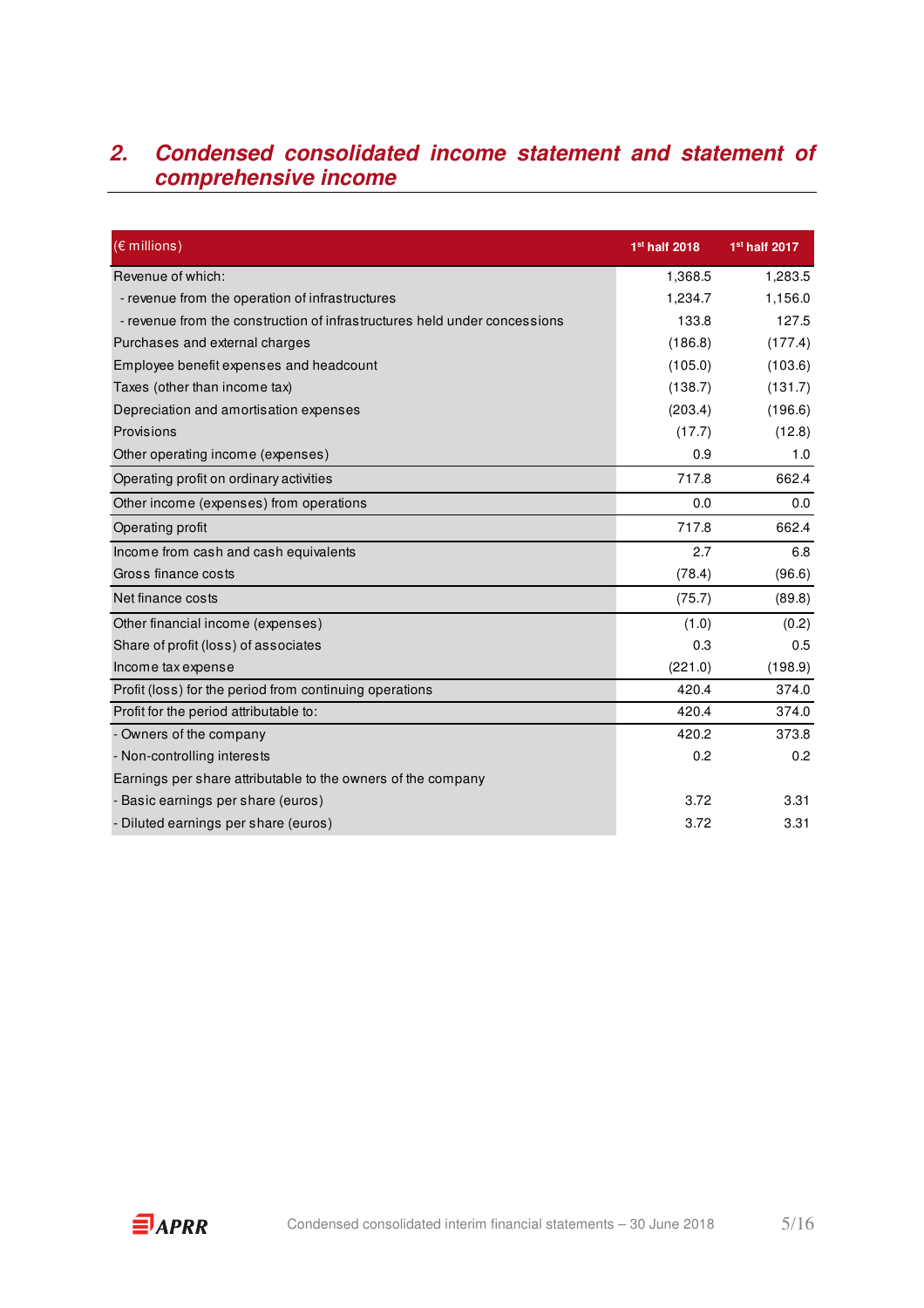## 2. Condensed consolidated income statement and statement of comprehensive income

| (€ millions) | 1st half 2018 | 1st half 2017 |
|---|---|---|
| Revenue of which: | 1,368.5 | 1,283.5 |
| - revenue from the operation of infrastructures | 1,234.7 | 1,156.0 |
| - revenue from the construction of infrastructures held under concessions | 133.8 | 127.5 |
| Purchases and external charges | (186.8) | (177.4) |
| Employee benefit expenses and headcount | (105.0) | (103.6) |
| Taxes (other than income tax) | (138.7) | (131.7) |
| Depreciation and amortisation expenses | (203.4) | (196.6) |
| Provisions | (17.7) | (12.8) |
| Other operating income (expenses) | 0.9 | 1.0 |
| Operating profit on ordinary activities | 717.8 | 662.4 |
| Other income (expenses) from operations | 0.0 | 0.0 |
| Operating profit | 717.8 | 662.4 |
| Income from cash and cash equivalents | 2.7 | 6.8 |
| Gross finance costs | (78.4) | (96.6) |
| Net finance costs | (75.7) | (89.8) |
| Other financial income (expenses) | (1.0) | (0.2) |
| Share of profit (loss) of associates | 0.3 | 0.5 |
| Income tax expense | (221.0) | (198.9) |
| Profit (loss) for the period from continuing operations | 420.4 | 374.0 |
| Profit for the period attributable to: | 420.4 | 374.0 |
| - Owners of the company | 420.2 | 373.8 |
| - Non-controlling interests | 0.2 | 0.2 |
| Earnings per share attributable to the owners of the company | | |
| - Basic earnings per share (euros) | 3.72 | 3.31 |
| - Diluted earnings per share (euros) | 3.72 | 3.31 |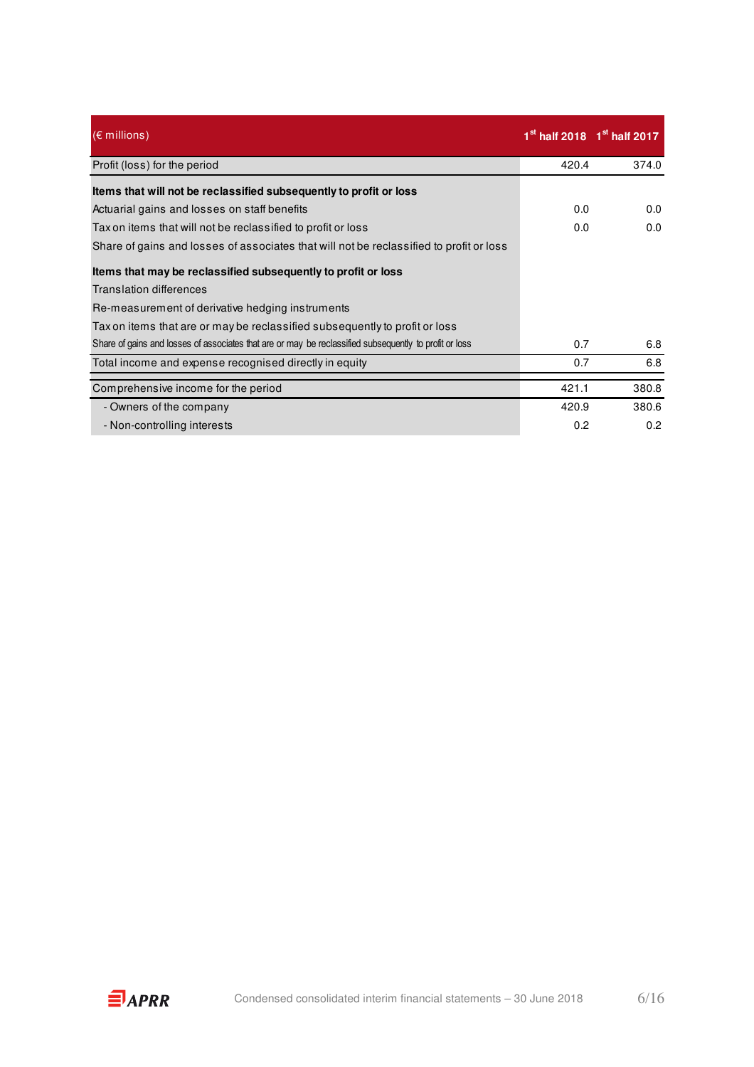| (€ millions) | 1st half 2018 | 1st half 2017 |
|---|---|---|
| Profit (loss) for the period | 420.4 | 374.0 |
| **Items that will not be reclassified subsequently to profit or loss** | | |
| Actuarial gains and losses on staff benefits | 0.0 | 0.0 |
| Tax on items that will not be reclassified to profit or loss | 0.0 | 0.0 |
| Share of gains and losses of associates that will not be reclassified to profit or loss | | |
| **Items that may be reclassified subsequently to profit or loss** | | |
| Translation differences | | |
| Re-measurement of derivative hedging instruments | | |
| Tax on items that are or may be reclassified subsequently to profit or loss | | |
| Share of gains and losses of associates that are or may be reclassified subsequently to profit or loss | 0.7 | 6.8 |
| Total income and expense recognised directly in equity | 0.7 | 6.8 |
| Comprehensive income for the period | 421.1 | 380.8 |
| - Owners of the company | 420.9 | 380.6 |
| - Non-controlling interests | 0.2 | 0.2 |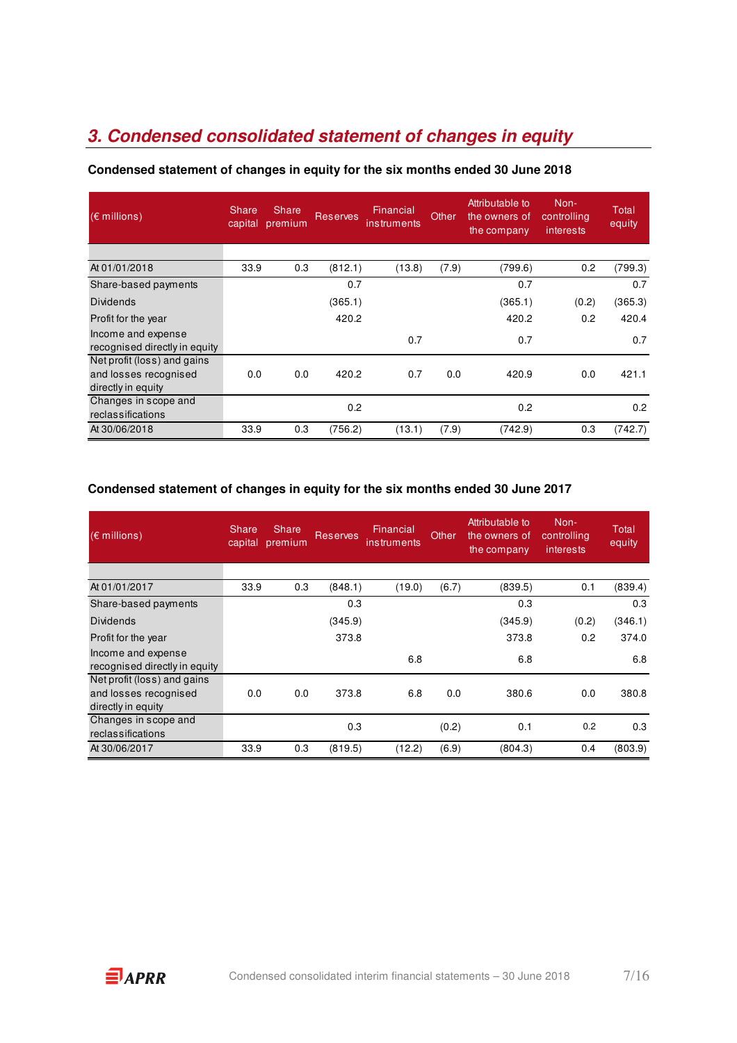## *3. Condensed consolidated statement of changes in equity*

**Condensed statement of changes in equity for the six months ended 30 June 2018**

| (€ millions) | Share capital | Share premium | Reserves | Financial instruments | Other | Attributable to the owners of the company | Non-controlling interests | Total equity |
|---|---|---|---|---|---|---|---|---|
| At 01/01/2018 | 33.9 | 0.3 | (812.1) | (13.8) | (7.9) | (799.6) | 0.2 | (799.3) |
| Share-based payments | | | 0.7 | | | 0.7 | | 0.7 |
| Dividends | | | (365.1) | | | (365.1) | (0.2) | (365.3) |
| Profit for the year | | | 420.2 | | | 420.2 | 0.2 | 420.4 |
| Income and expense recognised directly in equity | | | | 0.7 | | 0.7 | | 0.7 |
| Net profit (loss) and gains and losses recognised directly in equity | 0.0 | 0.0 | 420.2 | 0.7 | 0.0 | 420.9 | 0.0 | 421.1 |
| Changes in scope and reclassifications | | | 0.2 | | | 0.2 | | 0.2 |
| At 30/06/2018 | 33.9 | 0.3 | (756.2) | (13.1) | (7.9) | (742.9) | 0.3 | (742.7) |

**Condensed statement of changes in equity for the six months ended 30 June 2017**

| (€ millions) | Share capital | Share premium | Reserves | Financial instruments | Other | Attributable to the owners of the company | Non-controlling interests | Total equity |
|---|---|---|---|---|---|---|---|---|
| At 01/01/2017 | 33.9 | 0.3 | (848.1) | (19.0) | (6.7) | (839.5) | 0.1 | (839.4) |
| Share-based payments | | | 0.3 | | | 0.3 | | 0.3 |
| Dividends | | | (345.9) | | | (345.9) | (0.2) | (346.1) |
| Profit for the year | | | 373.8 | | | 373.8 | 0.2 | 374.0 |
| Income and expense recognised directly in equity | | | | 6.8 | | 6.8 | | 6.8 |
| Net profit (loss) and gains and losses recognised directly in equity | 0.0 | 0.0 | 373.8 | 6.8 | 0.0 | 380.6 | 0.0 | 380.8 |
| Changes in scope and reclassifications | | | 0.3 | | (0.2) | 0.1 | 0.2 | 0.3 |
| At 30/06/2017 | 33.9 | 0.3 | (819.5) | (12.2) | (6.9) | (804.3) | 0.4 | (803.9) |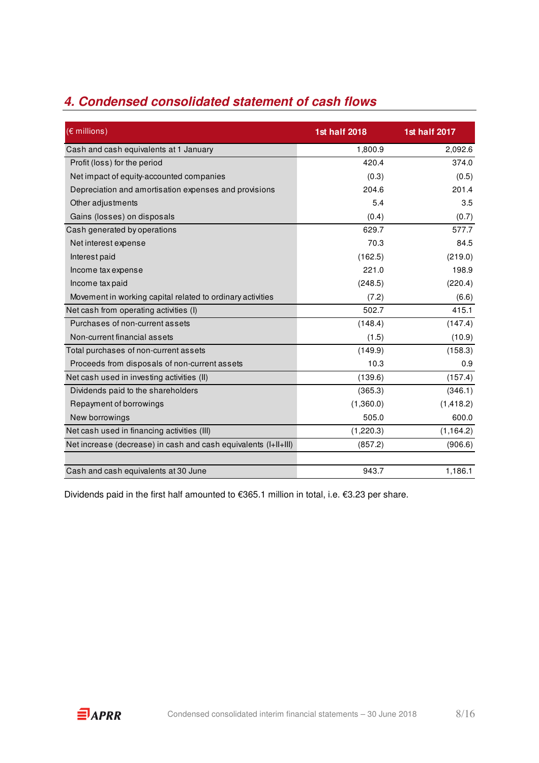## 4. Condensed consolidated statement of cash flows

| (€ millions) | 1st half 2018 | 1st half 2017 |
|---|---|---|
| Cash and cash equivalents at 1 January | 1,800.9 | 2,092.6 |
| Profit (loss) for the period | 420.4 | 374.0 |
| Net impact of equity-accounted companies | (0.3) | (0.5) |
| Depreciation and amortisation expenses and provisions | 204.6 | 201.4 |
| Other adjustments | 5.4 | 3.5 |
| Gains (losses) on disposals | (0.4) | (0.7) |
| Cash generated by operations | 629.7 | 577.7 |
| Net interest expense | 70.3 | 84.5 |
| Interest paid | (162.5) | (219.0) |
| Income tax expense | 221.0 | 198.9 |
| Income tax paid | (248.5) | (220.4) |
| Movement in working capital related to ordinary activities | (7.2) | (6.6) |
| Net cash from operating activities (I) | 502.7 | 415.1 |
| Purchases of non-current assets | (148.4) | (147.4) |
| Non-current financial assets | (1.5) | (10.9) |
| Total purchases of non-current assets | (149.9) | (158.3) |
| Proceeds from disposals of non-current assets | 10.3 | 0.9 |
| Net cash used in investing activities (II) | (139.6) | (157.4) |
| Dividends paid to the shareholders | (365.3) | (346.1) |
| Repayment of borrowings | (1,360.0) | (1,418.2) |
| New borrowings | 505.0 | 600.0 |
| Net cash used in financing activities (III) | (1,220.3) | (1,164.2) |
| Net increase (decrease) in cash and cash equivalents (I+II+III) | (857.2) | (906.6) |
| | | |
| Cash and cash equivalents at 30 June | 943.7 | 1,186.1 |

Dividends paid in the first half amounted to €365.1 million in total, i.e. €3.23 per share.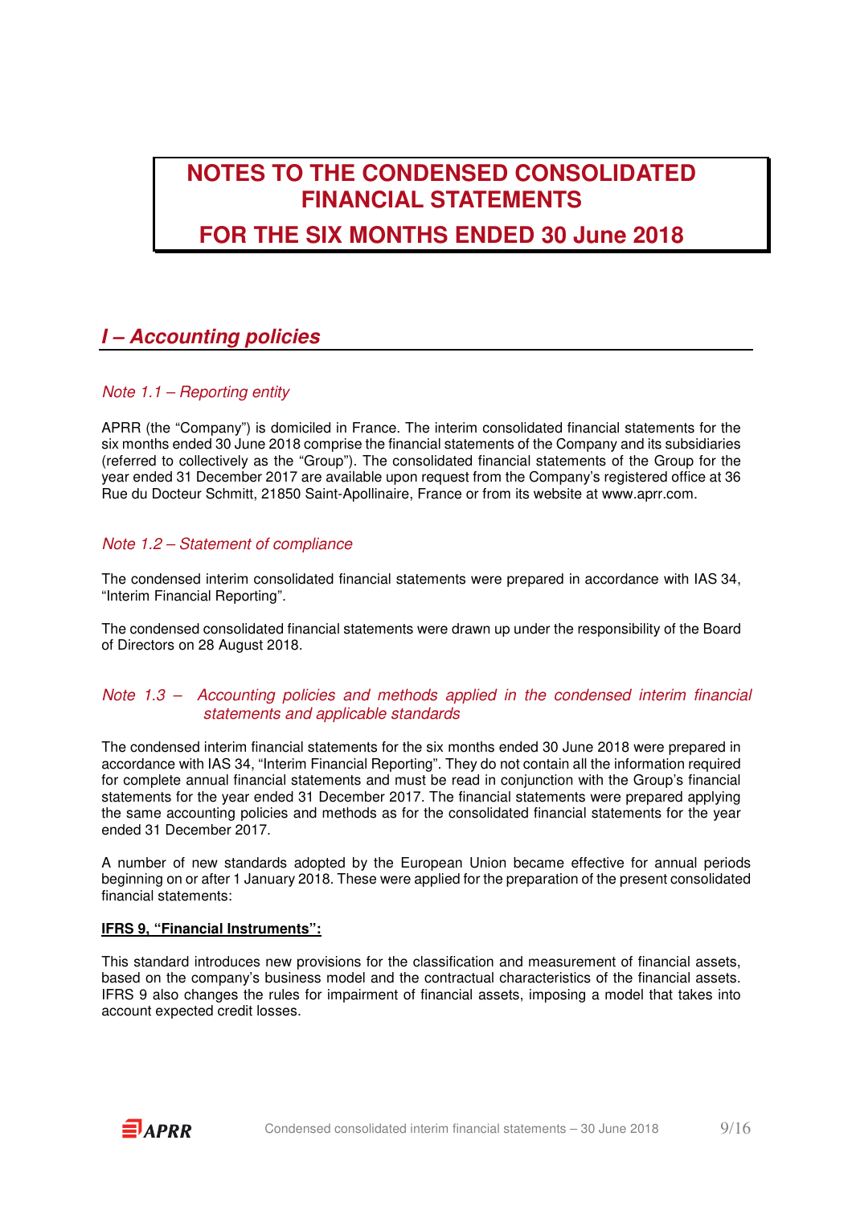# NOTES TO THE CONDENSED CONSOLIDATED FINANCIAL STATEMENTS

# FOR THE SIX MONTHS ENDED 30 June 2018

## *I – Accounting policies*

### *Note 1.1 – Reporting entity*

APRR (the “Company”) is domiciled in France. The interim consolidated financial statements for the six months ended 30 June 2018 comprise the financial statements of the Company and its subsidiaries (referred to collectively as the “Group”). The consolidated financial statements of the Group for the year ended 31 December 2017 are available upon request from the Company’s registered office at 36 Rue du Docteur Schmitt, 21850 Saint-Apollinaire, France or from its website at www.aprr.com.

### *Note 1.2 – Statement of compliance*

The condensed interim consolidated financial statements were prepared in accordance with IAS 34, “Interim Financial Reporting”.

The condensed consolidated financial statements were drawn up under the responsibility of the Board of Directors on 28 August 2018.

### *Note 1.3 – Accounting policies and methods applied in the condensed interim financial statements and applicable standards*

The condensed interim financial statements for the six months ended 30 June 2018 were prepared in accordance with IAS 34, “Interim Financial Reporting”. They do not contain all the information required for complete annual financial statements and must be read in conjunction with the Group’s financial statements for the year ended 31 December 2017. The financial statements were prepared applying the same accounting policies and methods as for the consolidated financial statements for the year ended 31 December 2017.

A number of new standards adopted by the European Union became effective for annual periods beginning on or after 1 January 2018. These were applied for the preparation of the present consolidated financial statements:

**IFRS 9, “Financial Instruments”:**

This standard introduces new provisions for the classification and measurement of financial assets, based on the company’s business model and the contractual characteristics of the financial assets. IFRS 9 also changes the rules for impairment of financial assets, imposing a model that takes into account expected credit losses.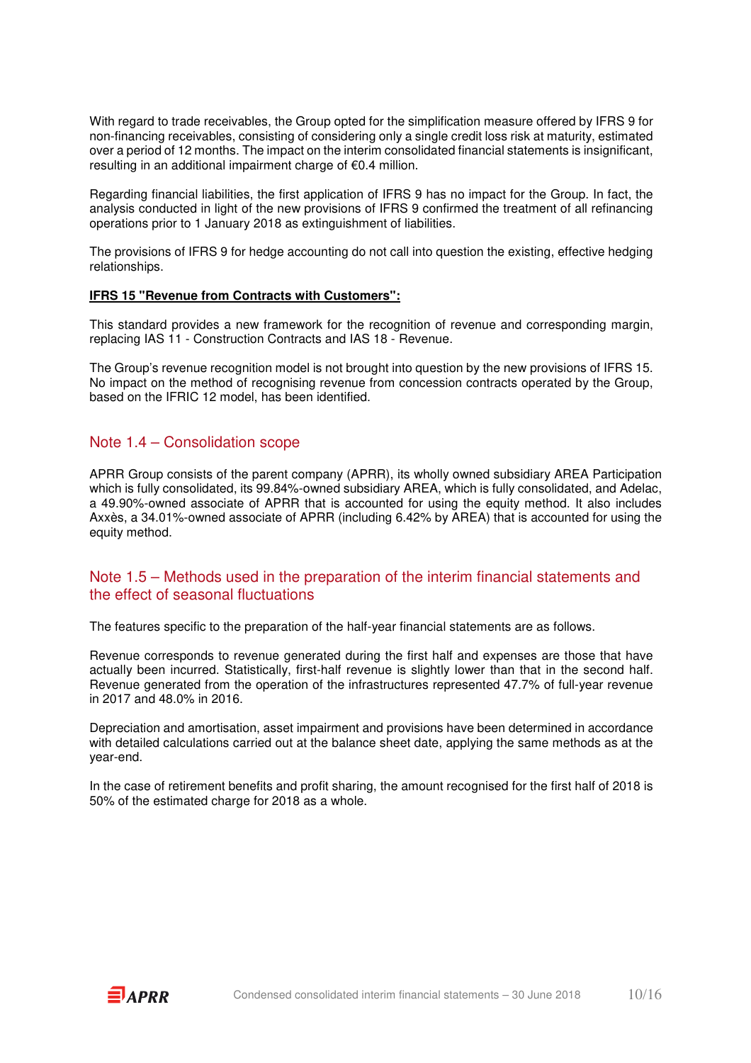With regard to trade receivables, the Group opted for the simplification measure offered by IFRS 9 for non-financing receivables, consisting of considering only a single credit loss risk at maturity, estimated over a period of 12 months. The impact on the interim consolidated financial statements is insignificant, resulting in an additional impairment charge of €0.4 million.

Regarding financial liabilities, the first application of IFRS 9 has no impact for the Group. In fact, the analysis conducted in light of the new provisions of IFRS 9 confirmed the treatment of all refinancing operations prior to 1 January 2018 as extinguishment of liabilities.

The provisions of IFRS 9 for hedge accounting do not call into question the existing, effective hedging relationships.

**IFRS 15 "Revenue from Contracts with Customers":**

This standard provides a new framework for the recognition of revenue and corresponding margin, replacing IAS 11 - Construction Contracts and IAS 18 - Revenue.

The Group's revenue recognition model is not brought into question by the new provisions of IFRS 15. No impact on the method of recognising revenue from concession contracts operated by the Group, based on the IFRIC 12 model, has been identified.

## Note 1.4 – Consolidation scope

APRR Group consists of the parent company (APRR), its wholly owned subsidiary AREA Participation which is fully consolidated, its 99.84%-owned subsidiary AREA, which is fully consolidated, and Adelac, a 49.90%-owned associate of APRR that is accounted for using the equity method. It also includes Axxès, a 34.01%-owned associate of APRR (including 6.42% by AREA) that is accounted for using the equity method.

## Note 1.5 – Methods used in the preparation of the interim financial statements and the effect of seasonal fluctuations

The features specific to the preparation of the half-year financial statements are as follows.

Revenue corresponds to revenue generated during the first half and expenses are those that have actually been incurred. Statistically, first-half revenue is slightly lower than that in the second half. Revenue generated from the operation of the infrastructures represented 47.7% of full-year revenue in 2017 and 48.0% in 2016.

Depreciation and amortisation, asset impairment and provisions have been determined in accordance with detailed calculations carried out at the balance sheet date, applying the same methods as at the year-end.

In the case of retirement benefits and profit sharing, the amount recognised for the first half of 2018 is 50% of the estimated charge for 2018 as a whole.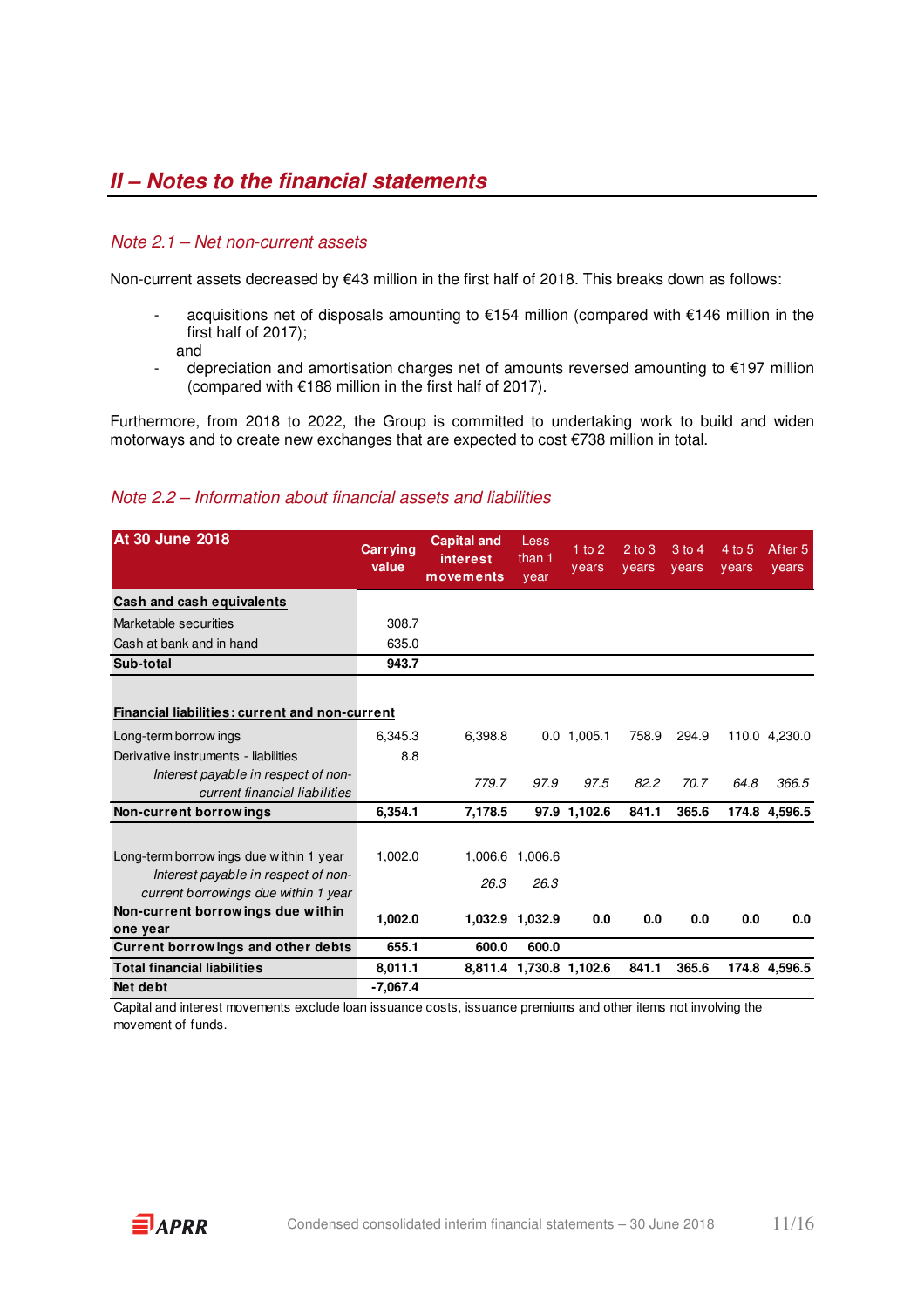## II – Notes to the financial statements

### *Note 2.1 – Net non-current assets*

Non-current assets decreased by €43 million in the first half of 2018. This breaks down as follows:

- acquisitions net of disposals amounting to €154 million (compared with €146 million in the first half of 2017);

 and
- depreciation and amortisation charges net of amounts reversed amounting to €197 million (compared with €188 million in the first half of 2017).

Furthermore, from 2018 to 2022, the Group is committed to undertaking work to build and widen motorways and to create new exchanges that are expected to cost €738 million in total.

### *Note 2.2 – Information about financial assets and liabilities*

| At 30 June 2018 | Carrying value | Capital and interest movements | Less than 1 year | 1 to 2 years | 2 to 3 years | 3 to 4 years | 4 to 5 years | After 5 years |
|---|---|---|---|---|---|---|---|---|
| **Cash and cash equivalents** | | | | | | | | |
| Marketable securities | 308.7 | | | | | | | |
| Cash at bank and in hand | 635.0 | | | | | | | |
| **Sub-total** | **943.7** | | | | | | | |
| **Financial liabilities: current and non-current** | | | | | | | | |
| Long-term borrowings | 6,345.3 | 6,398.8 | 0.0 | 1,005.1 | 758.9 | 294.9 | 110.0 | 4,230.0 |
| Derivative instruments - liabilities | 8.8 | | | | | | | |
| *Interest payable in respect of non-current financial liabilities* | | *779.7* | *97.9* | *97.5* | *82.2* | *70.7* | *64.8* | *366.5* |
| **Non-current borrowings** | **6,354.1** | **7,178.5** | **97.9** | **1,102.6** | **841.1** | **365.6** | **174.8** | **4,596.5** |
| Long-term borrowings due within 1 year | 1,002.0 | 1,006.6 | 1,006.6 | | | | | |
| *Interest payable in respect of non-current borrowings due within 1 year* | | *26.3* | *26.3* | | | | | |
| **Non-current borrowings due within one year** | **1,002.0** | **1,032.9** | **1,032.9** | **0.0** | **0.0** | **0.0** | **0.0** | **0.0** |
| **Current borrowings and other debts** | **655.1** | **600.0** | **600.0** | | | | | |
| **Total financial liabilities** | **8,011.1** | **8,811.4** | **1,730.8** | **1,102.6** | **841.1** | **365.6** | **174.8** | **4,596.5** |
| **Net debt** | **-7,067.4** | | | | | | | |

Capital and interest movements exclude loan issuance costs, issuance premiums and other items not involving the movement of funds.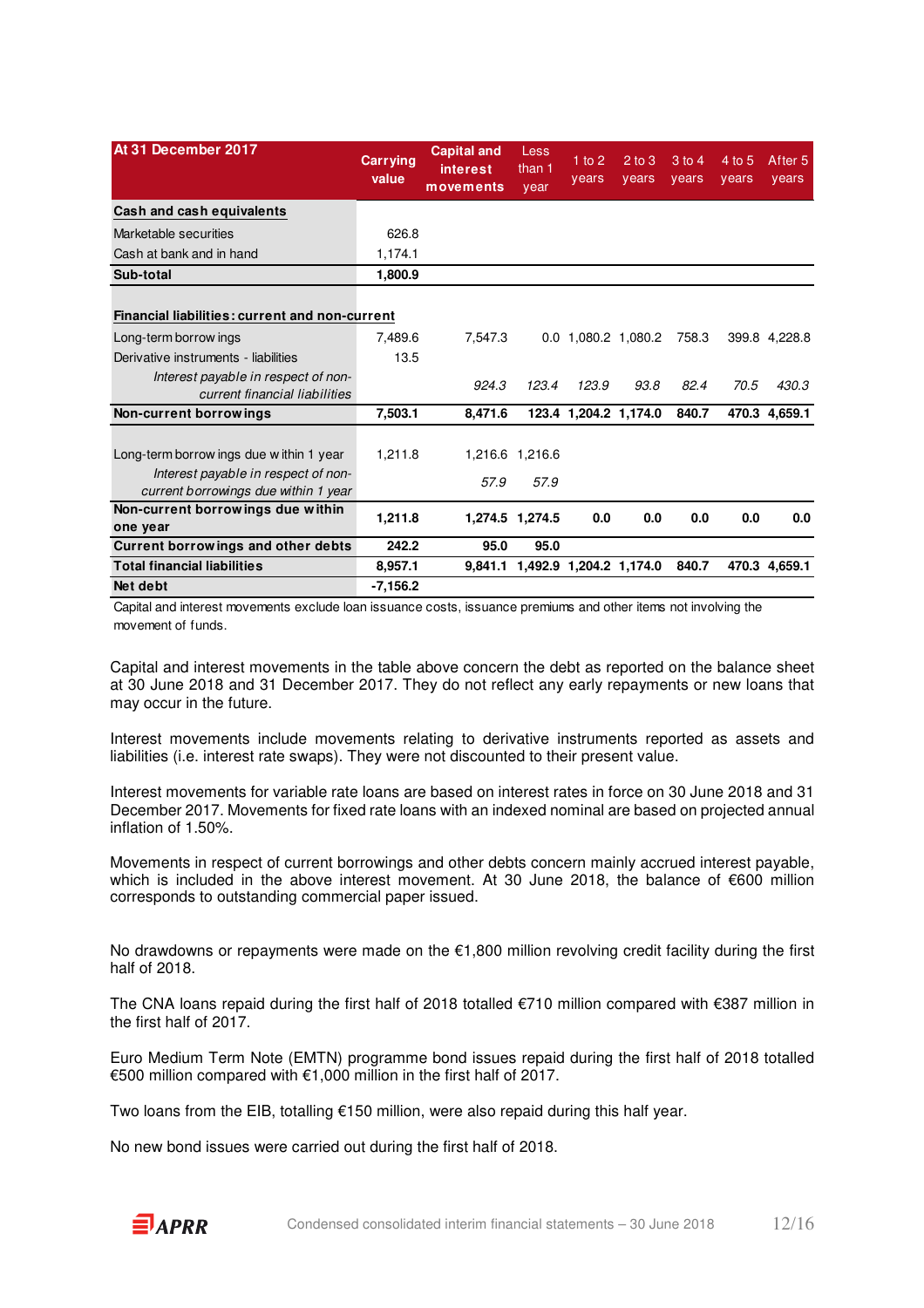| At 31 December 2017 | Carrying value | Capital and interest movements | Less than 1 year | 1 to 2 years | 2 to 3 years | 3 to 4 years | 4 to 5 years | After 5 years |
|---|---|---|---|---|---|---|---|---|
| **Cash and cash equivalents** | | | | | | | | |
| Marketable securities | 626.8 | | | | | | | |
| Cash at bank and in hand | 1,174.1 | | | | | | | |
| **Sub-total** | **1,800.9** | | | | | | | |
| | | | | | | | | |
| **Financial liabilities: current and non-current** | | | | | | | | |
| Long-term borrowings | 7,489.6 | 7,547.3 | 0.0 | 1,080.2 | 1,080.2 | 758.3 | 399.8 | 4,228.8 |
| Derivative instruments - liabilities | 13.5 | | | | | | | |
| *Interest payable in respect of non-current financial liabilities* | | *924.3* | *123.4* | *123.9* | *93.8* | *82.4* | *70.5* | *430.3* |
| **Non-current borrowings** | **7,503.1** | **8,471.6** | **123.4** | **1,204.2** | **1,174.0** | **840.7** | **470.3** | **4,659.1** |
| | | | | | | | | |
| Long-term borrowings due within 1 year | 1,211.8 | 1,216.6 | 1,216.6 | | | | | |
| *Interest payable in respect of non-current borrowings due within 1 year* | | *57.9* | *57.9* | | | | | |
| **Non-current borrowings due within one year** | **1,211.8** | **1,274.5** | **1,274.5** | **0.0** | **0.0** | **0.0** | **0.0** | **0.0** |
| **Current borrowings and other debts** | **242.2** | **95.0** | **95.0** | | | | | |
| **Total financial liabilities** | **8,957.1** | **9,841.1** | **1,492.9** | **1,204.2** | **1,174.0** | **840.7** | **470.3** | **4,659.1** |
| **Net debt** | **-7,156.2** | | | | | | | |

Capital and interest movements exclude loan issuance costs, issuance premiums and other items not involving the movement of funds.

Capital and interest movements in the table above concern the debt as reported on the balance sheet at 30 June 2018 and 31 December 2017. They do not reflect any early repayments or new loans that may occur in the future.

Interest movements include movements relating to derivative instruments reported as assets and liabilities (i.e. interest rate swaps). They were not discounted to their present value.

Interest movements for variable rate loans are based on interest rates in force on 30 June 2018 and 31 December 2017. Movements for fixed rate loans with an indexed nominal are based on projected annual inflation of 1.50%.

Movements in respect of current borrowings and other debts concern mainly accrued interest payable, which is included in the above interest movement. At 30 June 2018, the balance of €600 million corresponds to outstanding commercial paper issued.

No drawdowns or repayments were made on the €1,800 million revolving credit facility during the first half of 2018.

The CNA loans repaid during the first half of 2018 totalled €710 million compared with €387 million in the first half of 2017.

Euro Medium Term Note (EMTN) programme bond issues repaid during the first half of 2018 totalled €500 million compared with €1,000 million in the first half of 2017.

Two loans from the EIB, totalling €150 million, were also repaid during this half year.

No new bond issues were carried out during the first half of 2018.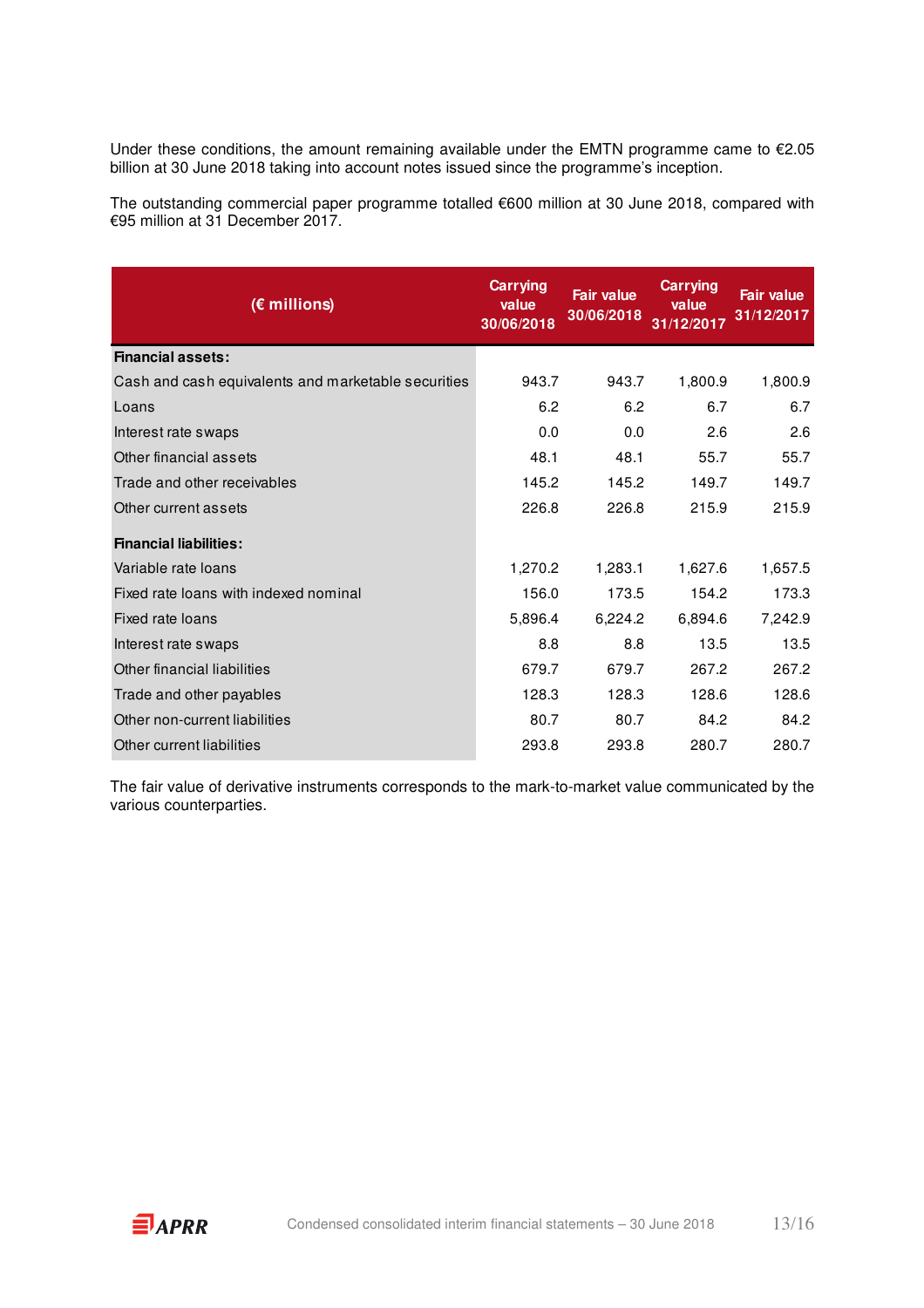Under these conditions, the amount remaining available under the EMTN programme came to €2.05 billion at 30 June 2018 taking into account notes issued since the programme's inception.

The outstanding commercial paper programme totalled €600 million at 30 June 2018, compared with €95 million at 31 December 2017.

| (€ millions) | Carrying value 30/06/2018 | Fair value 30/06/2018 | Carrying value 31/12/2017 | Fair value 31/12/2017 |
|---|---|---|---|---|
| **Financial assets:** | | | | |
| Cash and cash equivalents and marketable securities | 943.7 | 943.7 | 1,800.9 | 1,800.9 |
| Loans | 6.2 | 6.2 | 6.7 | 6.7 |
| Interest rate swaps | 0.0 | 0.0 | 2.6 | 2.6 |
| Other financial assets | 48.1 | 48.1 | 55.7 | 55.7 |
| Trade and other receivables | 145.2 | 145.2 | 149.7 | 149.7 |
| Other current assets | 226.8 | 226.8 | 215.9 | 215.9 |
| **Financial liabilities:** | | | | |
| Variable rate loans | 1,270.2 | 1,283.1 | 1,627.6 | 1,657.5 |
| Fixed rate loans with indexed nominal | 156.0 | 173.5 | 154.2 | 173.3 |
| Fixed rate loans | 5,896.4 | 6,224.2 | 6,894.6 | 7,242.9 |
| Interest rate swaps | 8.8 | 8.8 | 13.5 | 13.5 |
| Other financial liabilities | 679.7 | 679.7 | 267.2 | 267.2 |
| Trade and other payables | 128.3 | 128.3 | 128.6 | 128.6 |
| Other non-current liabilities | 80.7 | 80.7 | 84.2 | 84.2 |
| Other current liabilities | 293.8 | 293.8 | 280.7 | 280.7 |

The fair value of derivative instruments corresponds to the mark-to-market value communicated by the various counterparties.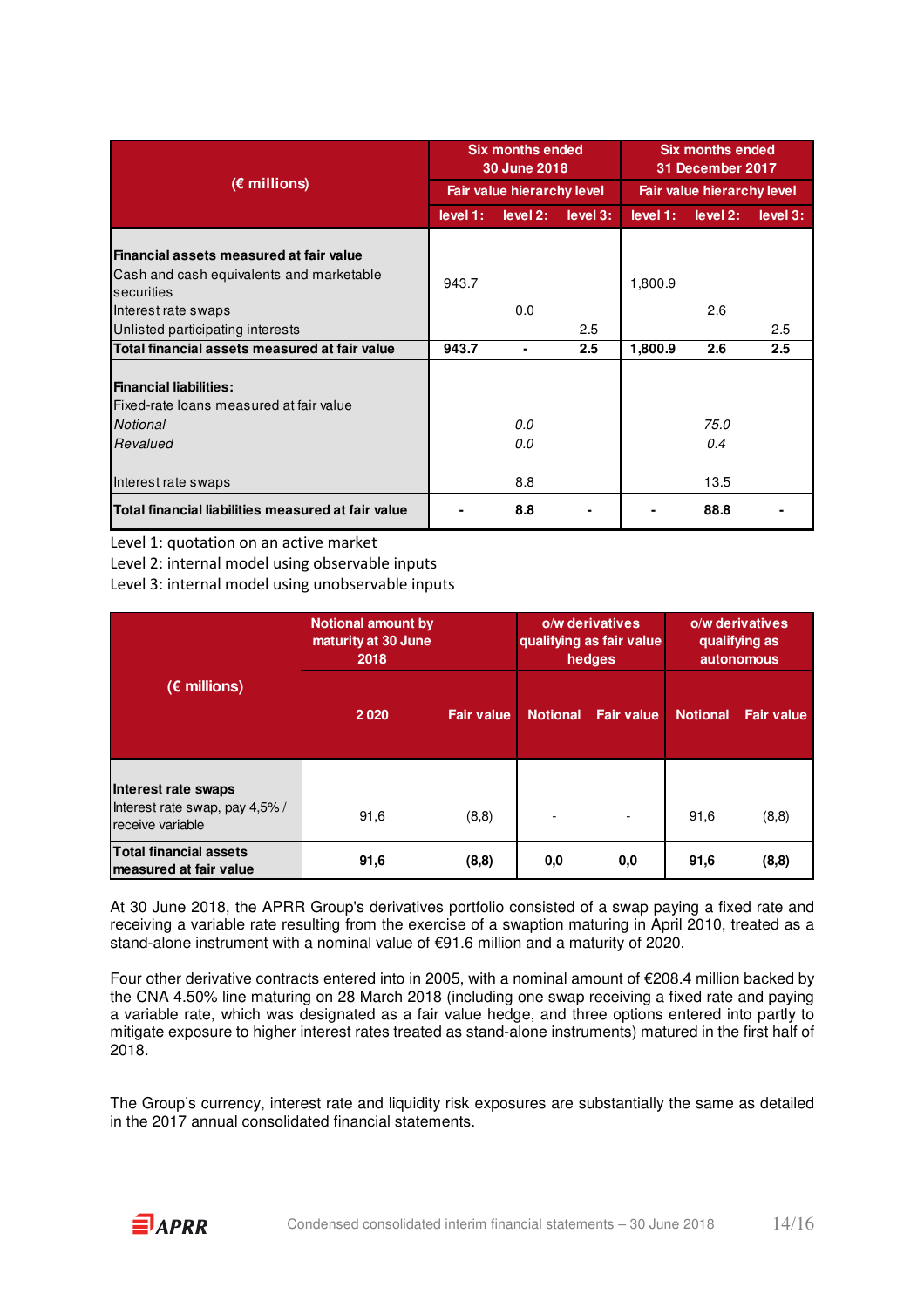| (€ millions) | Six months ended 30 June 2018 | | | Six months ended 31 December 2017 | | |
|---|---|---|---|---|---|---|
| | Fair value hierarchy level | | | Fair value hierarchy level | | |
| | level 1: | level 2: | level 3: | level 1: | level 2: | level 3: |
| **Financial assets measured at fair value** | | | | | | |
| Cash and cash equivalents and marketable securities | 943.7 | | | 1,800.9 | | |
| Interest rate swaps | | 0.0 | | | 2.6 | |
| Unlisted participating interests | | | 2.5 | | | 2.5 |
| **Total financial assets measured at fair value** | **943.7** | **-** | **2.5** | **1,800.9** | **2.6** | **2.5** |
| **Financial liabilities:** | | | | | | |
| Fixed-rate loans measured at fair value | | | | | | |
| *Notional* | | *0.0* | | | *75.0* | |
| *Revalued* | | *0.0* | | | *0.4* | |
| Interest rate swaps | | 8.8 | | | 13.5 | |
| **Total financial liabilities measured at fair value** | **-** | **8.8** | **-** | **-** | **88.8** | **-** |

Level 1: quotation on an active market
Level 2: internal model using observable inputs
Level 3: internal model using unobservable inputs

| (€ millions) | Notional amount by maturity at 30 June 2018 | | o/w derivatives qualifying as fair value hedges | | o/w derivatives qualifying as autonomous | |
|---|---|---|---|---|---|---|
| | 2 020 | Fair value | Notional | Fair value | Notional | Fair value |
| **Interest rate swaps** | | | | | | |
| Interest rate swap, pay 4,5% / receive variable | 91,6 | (8,8) | - | - | 91,6 | (8,8) |
| **Total financial assets measured at fair value** | **91,6** | **(8,8)** | **0,0** | **0,0** | **91,6** | **(8,8)** |

At 30 June 2018, the APRR Group's derivatives portfolio consisted of a swap paying a fixed rate and receiving a variable rate resulting from the exercise of a swaption maturing in April 2010, treated as a stand-alone instrument with a nominal value of €91.6 million and a maturity of 2020.

Four other derivative contracts entered into in 2005, with a nominal amount of €208.4 million backed by the CNA 4.50% line maturing on 28 March 2018 (including one swap receiving a fixed rate and paying a variable rate, which was designated as a fair value hedge, and three options entered into partly to mitigate exposure to higher interest rates treated as stand-alone instruments) matured in the first half of 2018.

The Group's currency, interest rate and liquidity risk exposures are substantially the same as detailed in the 2017 annual consolidated financial statements.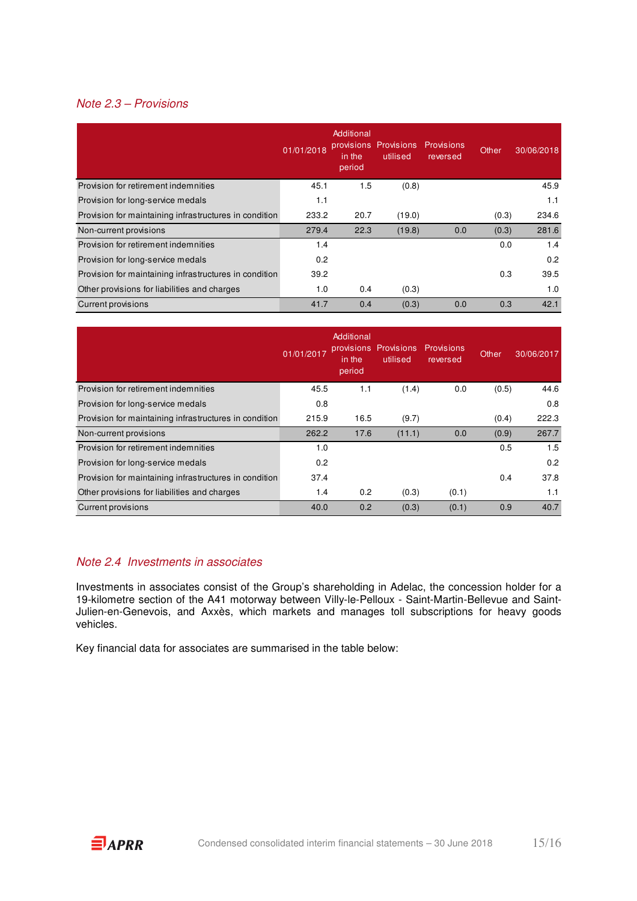## Note 2.3 – Provisions

| | 01/01/2018 | Additional provisions in the period | Provisions utilised | Provisions reversed | Other | 30/06/2018 |
|---|---|---|---|---|---|---|
| Provision for retirement indemnities | 45.1 | 1.5 | (0.8) | | | 45.9 |
| Provision for long-service medals | 1.1 | | | | | 1.1 |
| Provision for maintaining infrastructures in condition | 233.2 | 20.7 | (19.0) | | (0.3) | 234.6 |
| Non-current provisions | 279.4 | 22.3 | (19.8) | 0.0 | (0.3) | 281.6 |
| Provision for retirement indemnities | 1.4 | | | | 0.0 | 1.4 |
| Provision for long-service medals | 0.2 | | | | | 0.2 |
| Provision for maintaining infrastructures in condition | 39.2 | | | | 0.3 | 39.5 |
| Other provisions for liabilities and charges | 1.0 | 0.4 | (0.3) | | | 1.0 |
| Current provisions | 41.7 | 0.4 | (0.3) | 0.0 | 0.3 | 42.1 |

| | 01/01/2017 | Additional provisions in the period | Provisions utilised | Provisions reversed | Other | 30/06/2017 |
|---|---|---|---|---|---|---|
| Provision for retirement indemnities | 45.5 | 1.1 | (1.4) | 0.0 | (0.5) | 44.6 |
| Provision for long-service medals | 0.8 | | | | | 0.8 |
| Provision for maintaining infrastructures in condition | 215.9 | 16.5 | (9.7) | | (0.4) | 222.3 |
| Non-current provisions | 262.2 | 17.6 | (11.1) | 0.0 | (0.9) | 267.7 |
| Provision for retirement indemnities | 1.0 | | | | 0.5 | 1.5 |
| Provision for long-service medals | 0.2 | | | | | 0.2 |
| Provision for maintaining infrastructures in condition | 37.4 | | | | 0.4 | 37.8 |
| Other provisions for liabilities and charges | 1.4 | 0.2 | (0.3) | (0.1) | | 1.1 |
| Current provisions | 40.0 | 0.2 | (0.3) | (0.1) | 0.9 | 40.7 |

## Note 2.4 Investments in associates

Investments in associates consist of the Group's shareholding in Adelac, the concession holder for a 19-kilometre section of the A41 motorway between Villy-le-Pelloux - Saint-Martin-Bellevue and Saint-Julien-en-Genevois, and Axxès, which markets and manages toll subscriptions for heavy goods vehicles.

Key financial data for associates are summarised in the table below: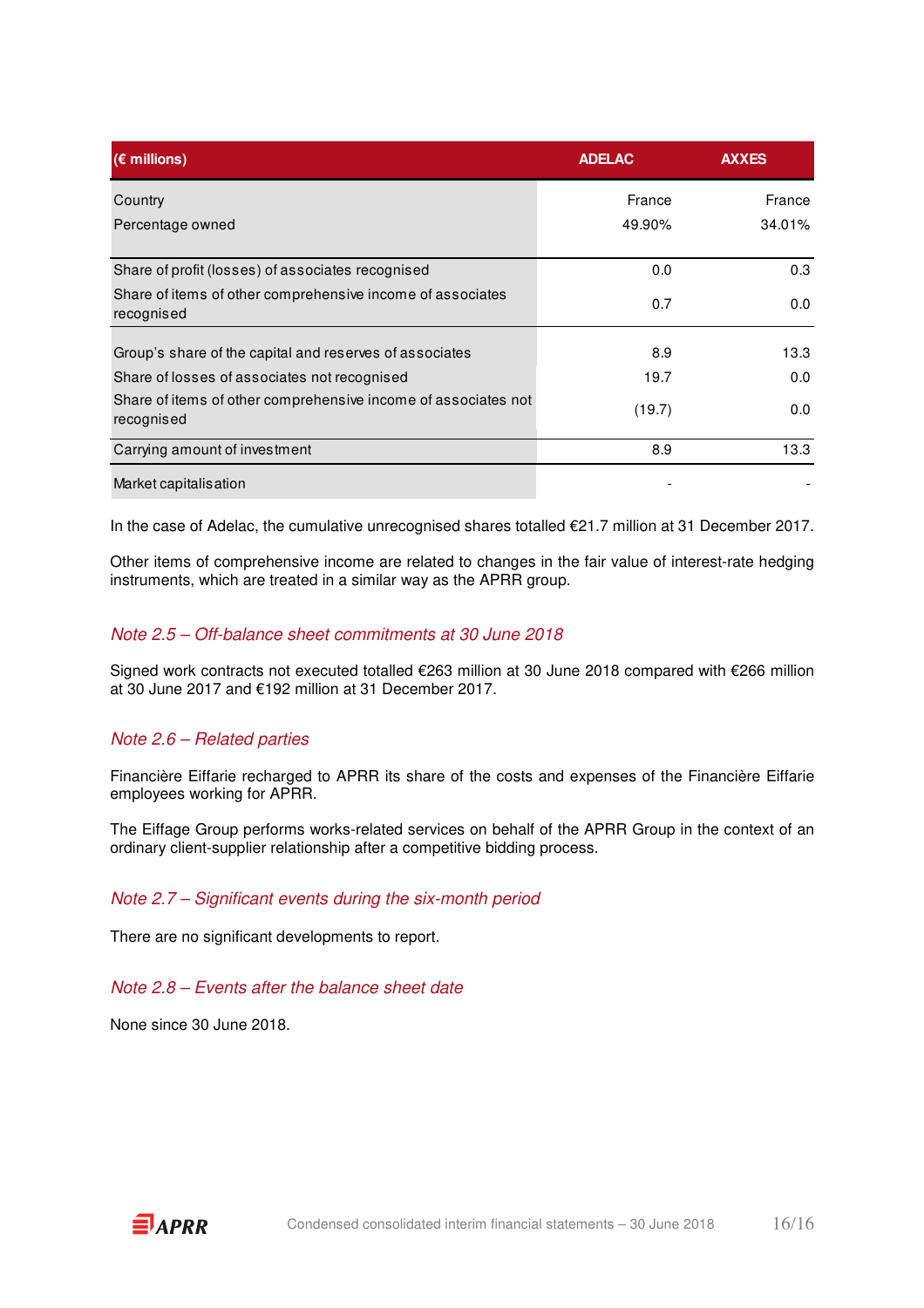| (€ millions) | ADELAC | AXXES |
| --- | --- | --- |
| Country | France | France |
| Percentage owned | 49.90% | 34.01% |
| Share of profit (losses) of associates recognised | 0.0 | 0.3 |
| Share of items of other comprehensive income of associates recognised | 0.7 | 0.0 |
| Group's share of the capital and reserves of associates | 8.9 | 13.3 |
| Share of losses of associates not recognised | 19.7 | 0.0 |
| Share of items of other comprehensive income of associates not recognised | (19.7) | 0.0 |
| Carrying amount of investment | 8.9 | 13.3 |
| Market capitalisation | - | - |

In the case of Adelac, the cumulative unrecognised shares totalled €21.7 million at 31 December 2017.

Other items of comprehensive income are related to changes in the fair value of interest-rate hedging instruments, which are treated in a similar way as the APRR group.

## *Note 2.5 – Off-balance sheet commitments at 30 June 2018*

Signed work contracts not executed totalled €263 million at 30 June 2018 compared with €266 million at 30 June 2017 and €192 million at 31 December 2017.

## *Note 2.6 – Related parties*

Financière Eiffarie recharged to APRR its share of the costs and expenses of the Financière Eiffarie employees working for APRR.

The Eiffage Group performs works-related services on behalf of the APRR Group in the context of an ordinary client-supplier relationship after a competitive bidding process.

## *Note 2.7 – Significant events during the six-month period*

There are no significant developments to report.

## *Note 2.8 – Events after the balance sheet date*

None since 30 June 2018.